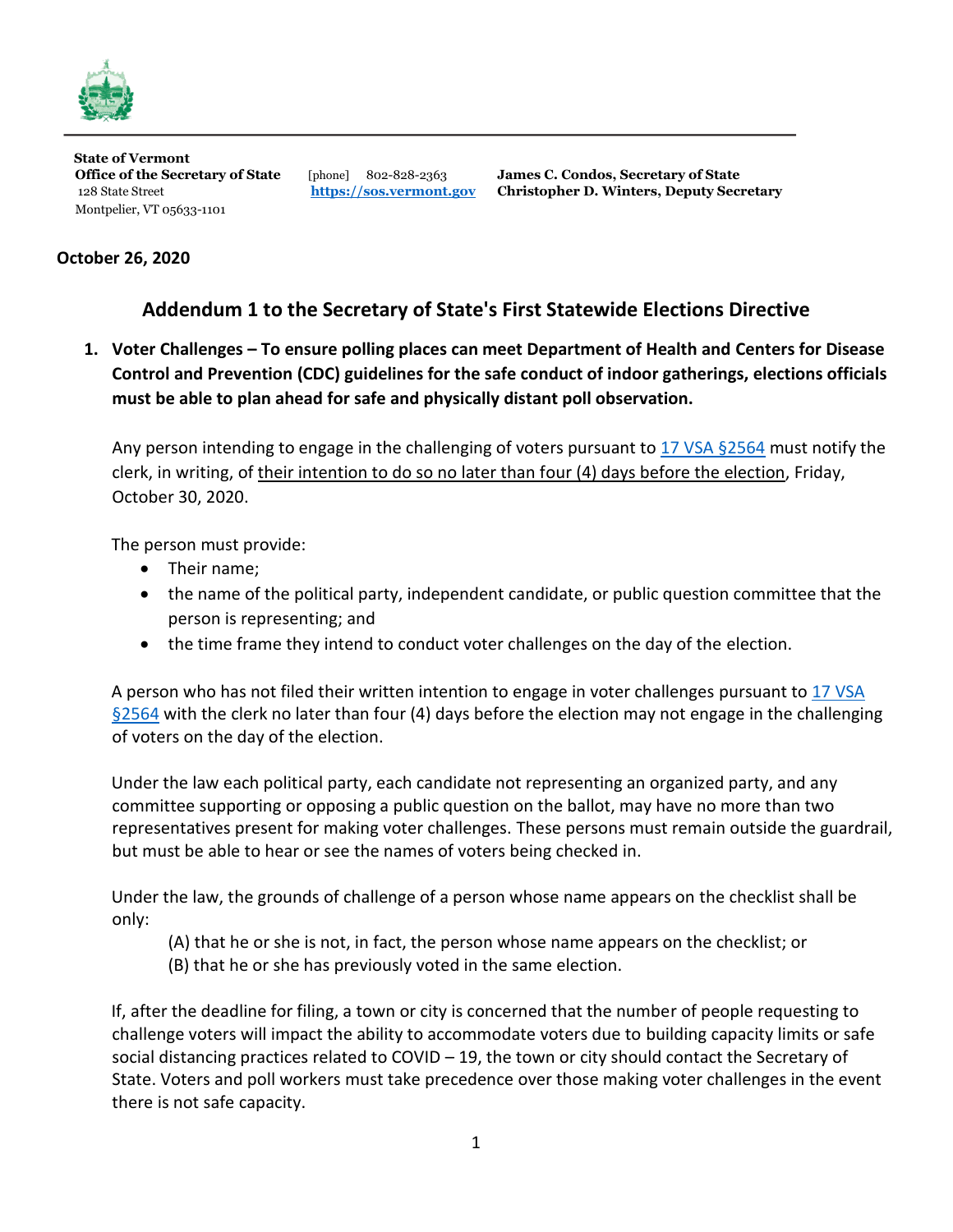**State of Vermont**
**Office of the Secretary of State**
128 State Street
Montpelier, VT 05633-1101

[phone] 802-828-2363
**https://sos.vermont.gov**

**James C. Condos, Secretary of State**
**Christopher D. Winters, Deputy Secretary**

**October 26, 2020**

## Addendum 1 to the Secretary of State's First Statewide Elections Directive

1. **Voter Challenges – To ensure polling places can meet Department of Health and Centers for Disease Control and Prevention (CDC) guidelines for the safe conduct of indoor gatherings, elections officials must be able to plan ahead for safe and physically distant poll observation.**

   Any person intending to engage in the challenging of voters pursuant to 17 VSA §2564 must notify the clerk, in writing, of their intention to do so no later than four (4) days before the election, Friday, October 30, 2020.

   The person must provide:
   - Their name;
   - the name of the political party, independent candidate, or public question committee that the person is representing; and
   - the time frame they intend to conduct voter challenges on the day of the election.

   A person who has not filed their written intention to engage in voter challenges pursuant to 17 VSA §2564 with the clerk no later than four (4) days before the election may not engage in the challenging of voters on the day of the election.

   Under the law each political party, each candidate not representing an organized party, and any committee supporting or opposing a public question on the ballot, may have no more than two representatives present for making voter challenges. These persons must remain outside the guardrail, but must be able to hear or see the names of voters being checked in.

   Under the law, the grounds of challenge of a person whose name appears on the checklist shall be only:

   (A) that he or she is not, in fact, the person whose name appears on the checklist; or
   (B) that he or she has previously voted in the same election.

   If, after the deadline for filing, a town or city is concerned that the number of people requesting to challenge voters will impact the ability to accommodate voters due to building capacity limits or safe social distancing practices related to COVID – 19, the town or city should contact the Secretary of State. Voters and poll workers must take precedence over those making voter challenges in the event there is not safe capacity.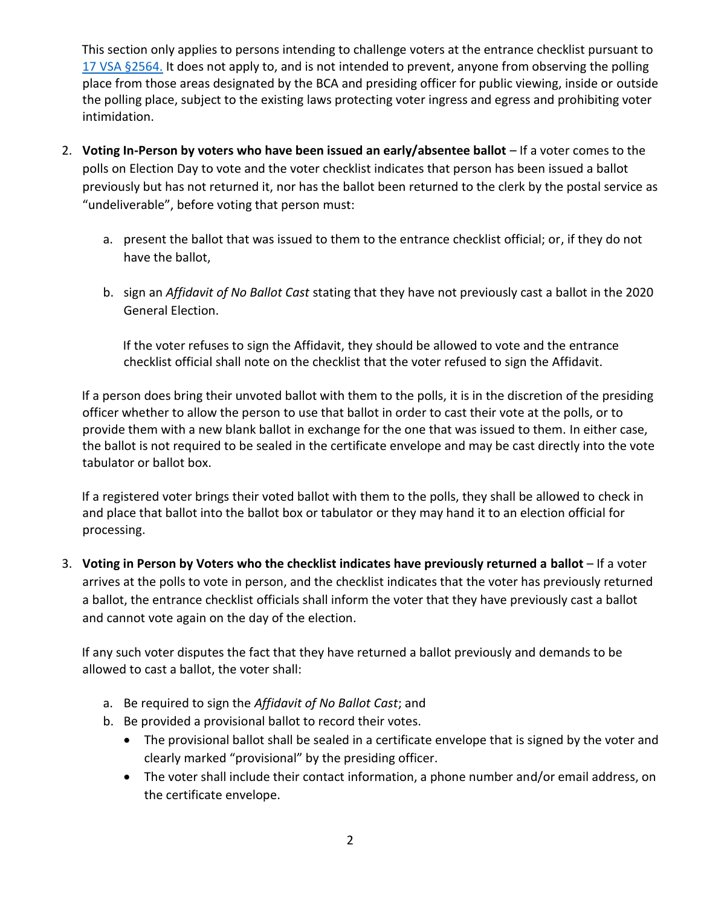This section only applies to persons intending to challenge voters at the entrance checklist pursuant to [17 VSA §2564.](17 VSA §2564.) It does not apply to, and is not intended to prevent, anyone from observing the polling place from those areas designated by the BCA and presiding officer for public viewing, inside or outside the polling place, subject to the existing laws protecting voter ingress and egress and prohibiting voter intimidation.

2. **Voting In-Person by voters who have been issued an early/absentee ballot** – If a voter comes to the polls on Election Day to vote and the voter checklist indicates that person has been issued a ballot previously but has not returned it, nor has the ballot been returned to the clerk by the postal service as "undeliverable", before voting that person must:

    a. present the ballot that was issued to them to the entrance checklist official; or, if they do not have the ballot,

    b. sign an *Affidavit of No Ballot Cast* stating that they have not previously cast a ballot in the 2020 General Election.

       If the voter refuses to sign the Affidavit, they should be allowed to vote and the entrance checklist official shall note on the checklist that the voter refused to sign the Affidavit.

   If a person does bring their unvoted ballot with them to the polls, it is in the discretion of the presiding officer whether to allow the person to use that ballot in order to cast their vote at the polls, or to provide them with a new blank ballot in exchange for the one that was issued to them. In either case, the ballot is not required to be sealed in the certificate envelope and may be cast directly into the vote tabulator or ballot box.

   If a registered voter brings their voted ballot with them to the polls, they shall be allowed to check in and place that ballot into the ballot box or tabulator or they may hand it to an election official for processing.

3. **Voting in Person by Voters who the checklist indicates have previously returned a ballot** – If a voter arrives at the polls to vote in person, and the checklist indicates that the voter has previously returned a ballot, the entrance checklist officials shall inform the voter that they have previously cast a ballot and cannot vote again on the day of the election.

   If any such voter disputes the fact that they have returned a ballot previously and demands to be allowed to cast a ballot, the voter shall:

    a. Be required to sign the *Affidavit of No Ballot Cast*; and
    b. Be provided a provisional ballot to record their votes.
        - The provisional ballot shall be sealed in a certificate envelope that is signed by the voter and clearly marked "provisional" by the presiding officer.
        - The voter shall include their contact information, a phone number and/or email address, on the certificate envelope.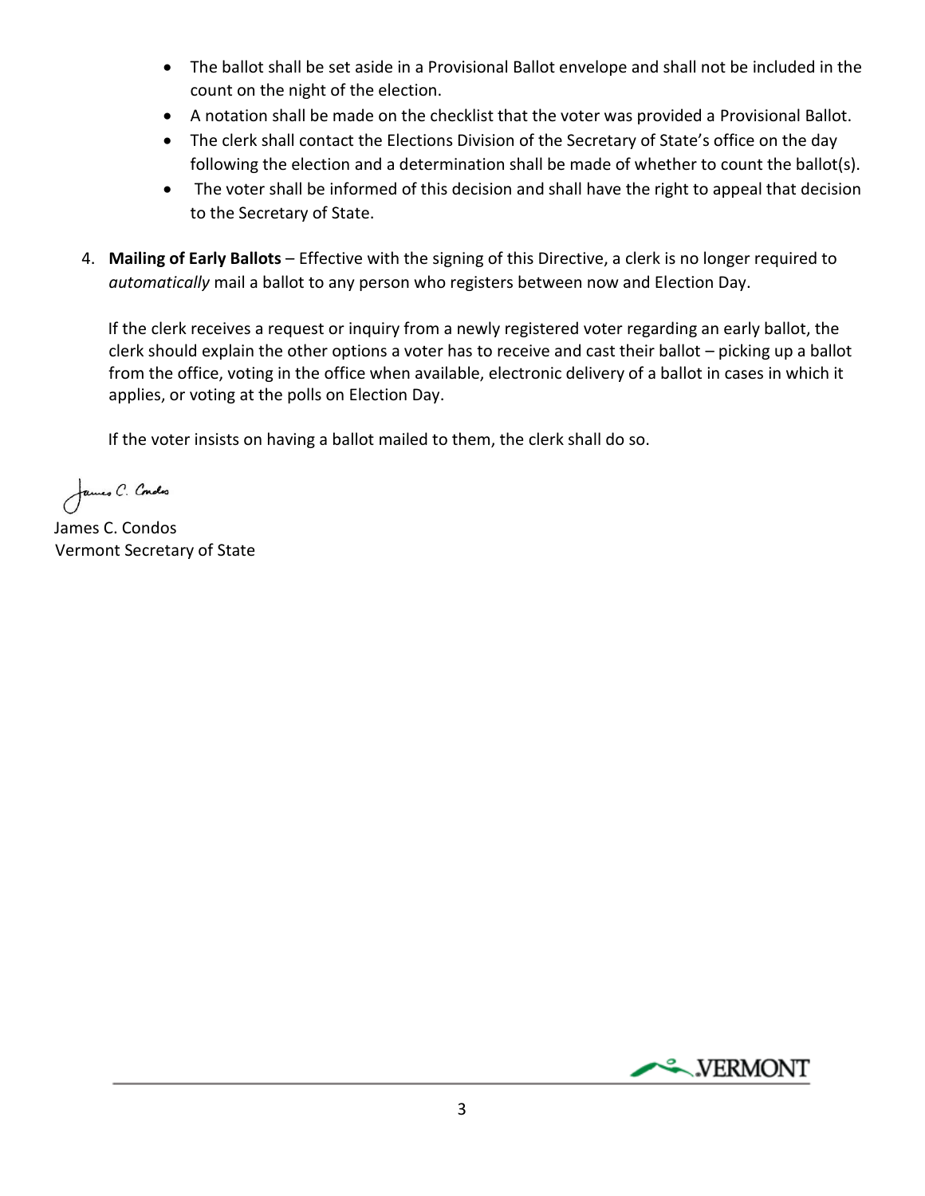- The ballot shall be set aside in a Provisional Ballot envelope and shall not be included in the count on the night of the election.
- A notation shall be made on the checklist that the voter was provided a Provisional Ballot.
- The clerk shall contact the Elections Division of the Secretary of State's office on the day following the election and a determination shall be made of whether to count the ballot(s).
- The voter shall be informed of this decision and shall have the right to appeal that decision to the Secretary of State.

4. **Mailing of Early Ballots** – Effective with the signing of this Directive, a clerk is no longer required to *automatically* mail a ballot to any person who registers between now and Election Day.

   If the clerk receives a request or inquiry from a newly registered voter regarding an early ballot, the clerk should explain the other options a voter has to receive and cast their ballot – picking up a ballot from the office, voting in the office when available, electronic delivery of a ballot in cases in which it applies, or voting at the polls on Election Day.

   If the voter insists on having a ballot mailed to them, the clerk shall do so.

James C. Condos

James C. Condos
Vermont Secretary of State